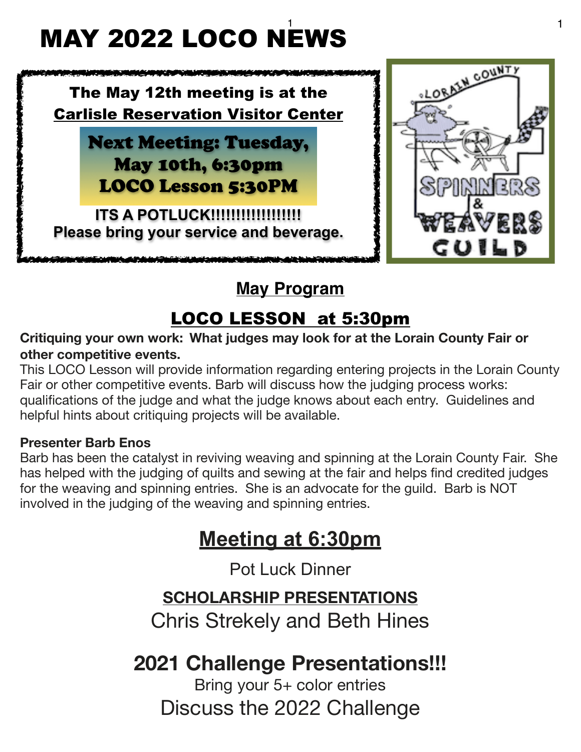# MAY 2022 LOCO NEWS

**The May 12th meeting is at the Carlisle Reservation Visitor Center**

**Next Meeting: Tuesday, May 10th, 6:30pm**
**LOCO Lesson 5:30PM**

**ITS A POTLUCK!!!!!!!!!!!!!!!!!!**
**Please bring your service and beverage.**

LORAIN COUNTY SPINNERS & WEAVERS GUILD

## May Program

## LOCO LESSON at 5:30pm

**Critiquing your own work: What judges may look for at the Lorain County Fair or other competitive events.**

This LOCO Lesson will provide information regarding entering projects in the Lorain County Fair or other competitive events. Barb will discuss how the judging process works: qualifications of the judge and what the judge knows about each entry. Guidelines and helpful hints about critiquing projects will be available.

**Presenter Barb Enos**

Barb has been the catalyst in reviving weaving and spinning at the Lorain County Fair. She has helped with the judging of quilts and sewing at the fair and helps find credited judges for the weaving and spinning entries. She is an advocate for the guild. Barb is NOT involved in the judging of the weaving and spinning entries.

## Meeting at 6:30pm

Pot Luck Dinner

**SCHOLARSHIP PRESENTATIONS**

Chris Strekely and Beth Hines

## 2021 Challenge Presentations!!!

Bring your 5+ color entries

Discuss the 2022 Challenge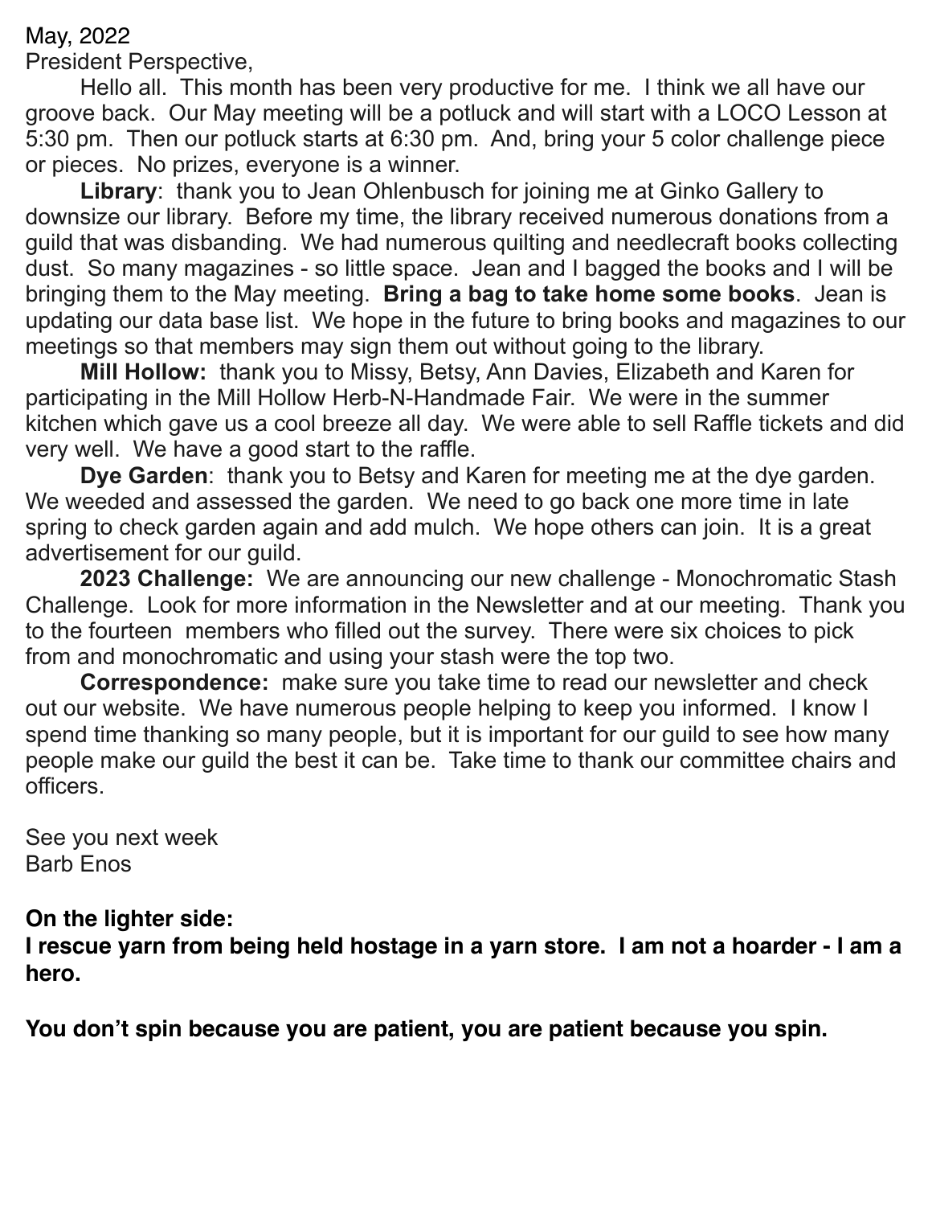May, 2022

President Perspective,

Hello all. This month has been very productive for me. I think we all have our groove back. Our May meeting will be a potluck and will start with a LOCO Lesson at 5:30 pm. Then our potluck starts at 6:30 pm. And, bring your 5 color challenge piece or pieces. No prizes, everyone is a winner.

**Library**: thank you to Jean Ohlenbusch for joining me at Ginko Gallery to downsize our library. Before my time, the library received numerous donations from a guild that was disbanding. We had numerous quilting and needlecraft books collecting dust. So many magazines - so little space. Jean and I bagged the books and I will be bringing them to the May meeting. **Bring a bag to take home some books**. Jean is updating our data base list. We hope in the future to bring books and magazines to our meetings so that members may sign them out without going to the library.

**Mill Hollow:** thank you to Missy, Betsy, Ann Davies, Elizabeth and Karen for participating in the Mill Hollow Herb-N-Handmade Fair. We were in the summer kitchen which gave us a cool breeze all day. We were able to sell Raffle tickets and did very well. We have a good start to the raffle.

**Dye Garden**: thank you to Betsy and Karen for meeting me at the dye garden. We weeded and assessed the garden. We need to go back one more time in late spring to check garden again and add mulch. We hope others can join. It is a great advertisement for our guild.

**2023 Challenge:** We are announcing our new challenge - Monochromatic Stash Challenge. Look for more information in the Newsletter and at our meeting. Thank you to the fourteen members who filled out the survey. There were six choices to pick from and monochromatic and using your stash were the top two.

**Correspondence:** make sure you take time to read our newsletter and check out our website. We have numerous people helping to keep you informed. I know I spend time thanking so many people, but it is important for our guild to see how many people make our guild the best it can be. Take time to thank our committee chairs and officers.

See you next week
Barb Enos

**On the lighter side:**
**I rescue yarn from being held hostage in a yarn store. I am not a hoarder - I am a hero.**

**You don't spin because you are patient, you are patient because you spin.**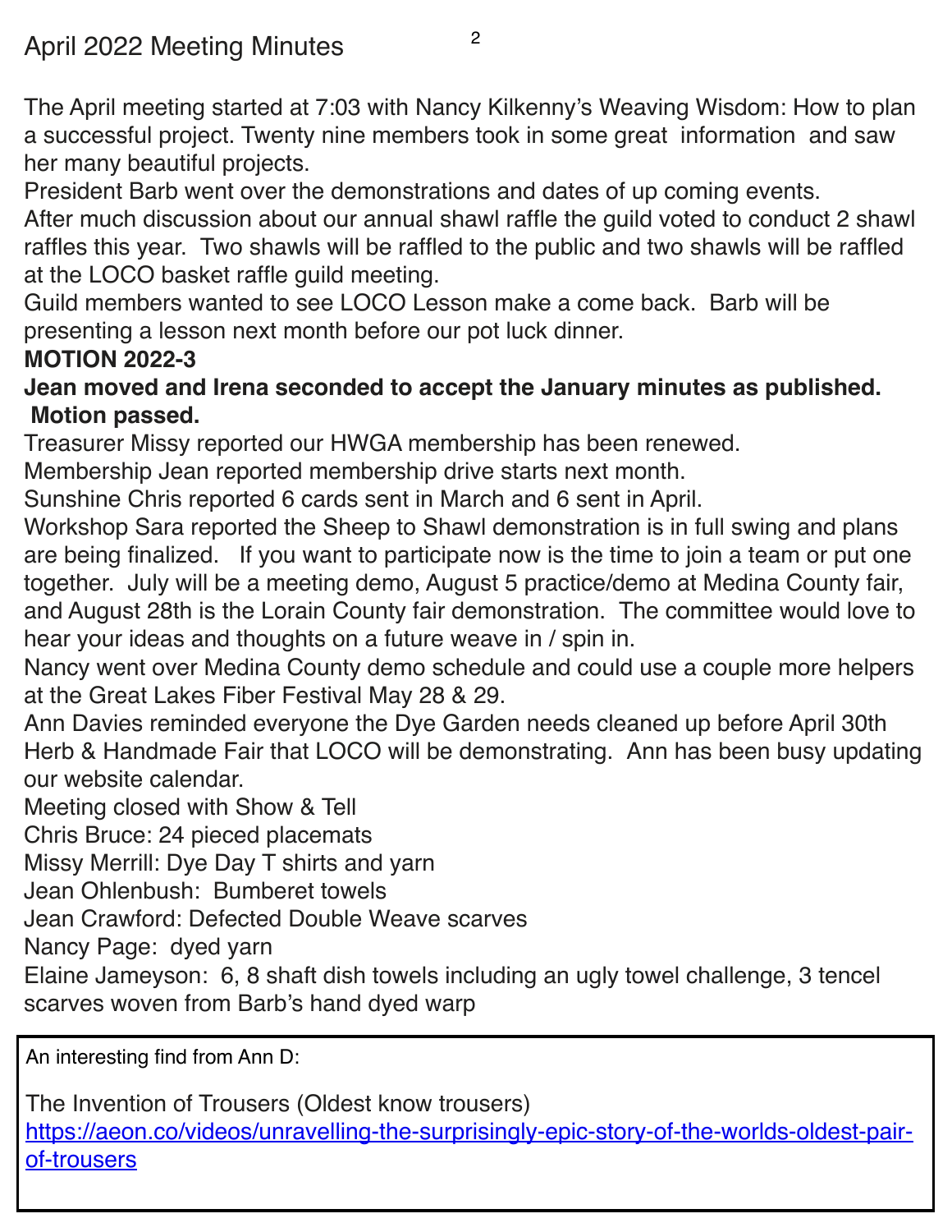# April 2022 Meeting Minutes

The April meeting started at 7:03 with Nancy Kilkenny's Weaving Wisdom: How to plan a successful project. Twenty nine members took in some great information and saw her many beautiful projects.

President Barb went over the demonstrations and dates of up coming events.

After much discussion about our annual shawl raffle the guild voted to conduct 2 shawl raffles this year. Two shawls will be raffled to the public and two shawls will be raffled at the LOCO basket raffle guild meeting.

Guild members wanted to see LOCO Lesson make a come back. Barb will be presenting a lesson next month before our pot luck dinner.

**MOTION 2022-3**

**Jean moved and Irena seconded to accept the January minutes as published. Motion passed.**

Treasurer Missy reported our HWGA membership has been renewed.

Membership Jean reported membership drive starts next month.

Sunshine Chris reported 6 cards sent in March and 6 sent in April.

Workshop Sara reported the Sheep to Shawl demonstration is in full swing and plans are being finalized. If you want to participate now is the time to join a team or put one together. July will be a meeting demo, August 5 practice/demo at Medina County fair, and August 28th is the Lorain County fair demonstration. The committee would love to hear your ideas and thoughts on a future weave in / spin in.

Nancy went over Medina County demo schedule and could use a couple more helpers at the Great Lakes Fiber Festival May 28 & 29.

Ann Davies reminded everyone the Dye Garden needs cleaned up before April 30th Herb & Handmade Fair that LOCO will be demonstrating. Ann has been busy updating our website calendar.

Meeting closed with Show & Tell

Chris Bruce: 24 pieced placemats

Missy Merrill: Dye Day T shirts and yarn

Jean Ohlenbush: Bumberet towels

Jean Crawford: Defected Double Weave scarves

Nancy Page: dyed yarn

Elaine Jameyson: 6, 8 shaft dish towels including an ugly towel challenge, 3 tencel scarves woven from Barb's hand dyed warp

---

An interesting find from Ann D:

The Invention of Trousers (Oldest know trousers)
https://aeon.co/videos/unravelling-the-surprisingly-epic-story-of-the-worlds-oldest-pair-of-trousers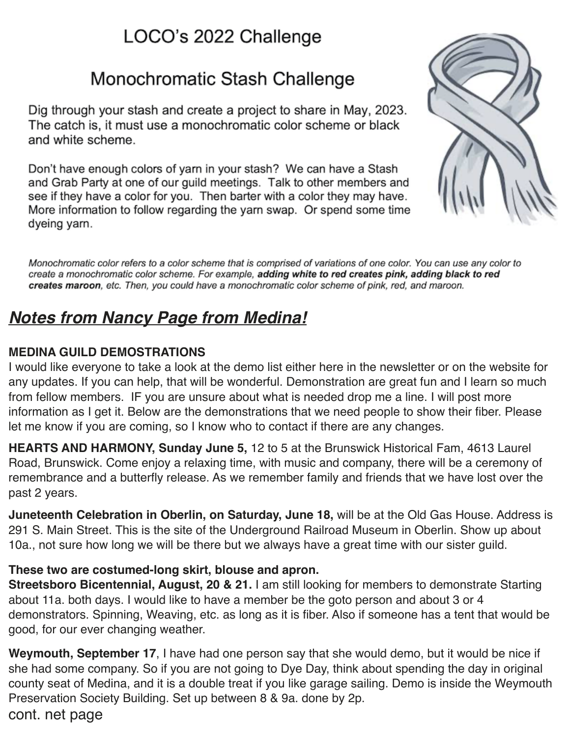# LOCO's 2022 Challenge

## Monochromatic Stash Challenge

Dig through your stash and create a project to share in May, 2023. The catch is, it must use a monochromatic color scheme or black and white scheme.

Don't have enough colors of yarn in your stash? We can have a Stash and Grab Party at one of our guild meetings. Talk to other members and see if they have a color for you. Then barter with a color they may have. More information to follow regarding the yarn swap. Or spend some time dyeing yarn.

*Monochromatic color refers to a color scheme that is comprised of variations of one color. You can use any color to create a monochromatic color scheme. For example, **adding white to red creates pink, adding black to red creates maroon**, etc. Then, you could have a monochromatic color scheme of pink, red, and maroon.*

## ***Notes from Nancy Page from Medina!***

**MEDINA GUILD DEMOSTRATIONS**

I would like everyone to take a look at the demo list either here in the newsletter or on the website for any updates. If you can help, that will be wonderful. Demonstration are great fun and I learn so much from fellow members. IF you are unsure about what is needed drop me a line. I will post more information as I get it. Below are the demonstrations that we need people to show their fiber. Please let me know if you are coming, so I know who to contact if there are any changes.

**HEARTS AND HARMONY, Sunday June 5,** 12 to 5 at the Brunswick Historical Fam, 4613 Laurel Road, Brunswick. Come enjoy a relaxing time, with music and company, there will be a ceremony of remembrance and a butterfly release. As we remember family and friends that we have lost over the past 2 years.

**Juneteenth Celebration in Oberlin, on Saturday, June 18,** will be at the Old Gas House. Address is 291 S. Main Street. This is the site of the Underground Railroad Museum in Oberlin. Show up about 10a., not sure how long we will be there but we always have a great time with our sister guild.

**These two are costumed-long skirt, blouse and apron.**

**Streetsboro Bicentennial, August, 20 & 21.** I am still looking for members to demonstrate Starting about 11a. both days. I would like to have a member be the goto person and about 3 or 4 demonstrators. Spinning, Weaving, etc. as long as it is fiber. Also if someone has a tent that would be good, for our ever changing weather.

**Weymouth, September 17**, I have had one person say that she would demo, but it would be nice if she had some company. So if you are not going to Dye Day, think about spending the day in original county seat of Medina, and it is a double treat if you like garage sailing. Demo is inside the Weymouth Preservation Society Building. Set up between 8 & 9a. done by 2p.

cont. net page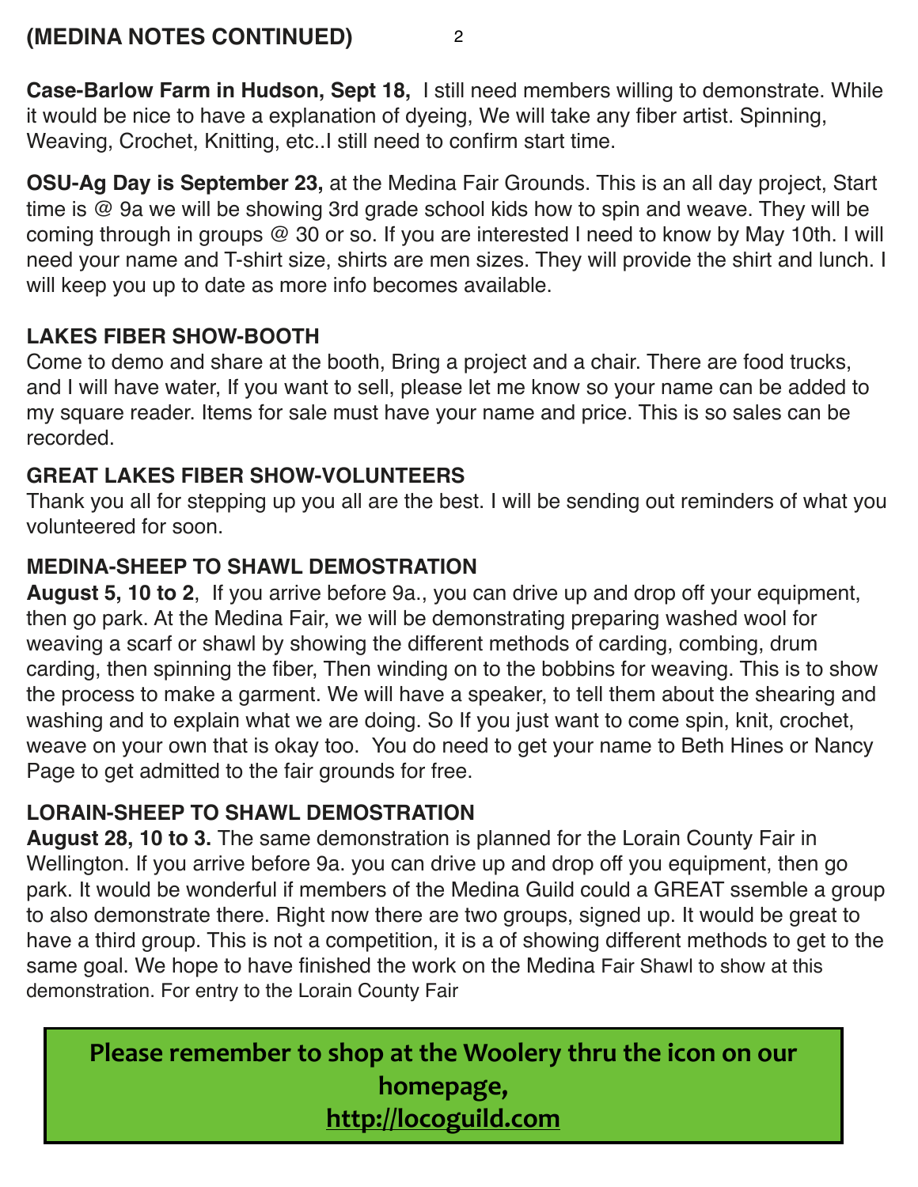## (MEDINA NOTES CONTINUED)

**Case-Barlow Farm in Hudson, Sept 18,** I still need members willing to demonstrate. While it would be nice to have a explanation of dyeing, We will take any fiber artist. Spinning, Weaving, Crochet, Knitting, etc..I still need to confirm start time.

**OSU-Ag Day is September 23,** at the Medina Fair Grounds. This is an all day project, Start time is @ 9a we will be showing 3rd grade school kids how to spin and weave. They will be coming through in groups @ 30 or so. If you are interested I need to know by May 10th. I will need your name and T-shirt size, shirts are men sizes. They will provide the shirt and lunch. I will keep you up to date as more info becomes available.

### LAKES FIBER SHOW-BOOTH

Come to demo and share at the booth, Bring a project and a chair. There are food trucks, and I will have water, If you want to sell, please let me know so your name can be added to my square reader. Items for sale must have your name and price. This is so sales can be recorded.

### GREAT LAKES FIBER SHOW-VOLUNTEERS

Thank you all for stepping up you all are the best. I will be sending out reminders of what you volunteered for soon.

### MEDINA-SHEEP TO SHAWL DEMOSTRATION

**August 5, 10 to 2**, If you arrive before 9a., you can drive up and drop off your equipment, then go park. At the Medina Fair, we will be demonstrating preparing washed wool for weaving a scarf or shawl by showing the different methods of carding, combing, drum carding, then spinning the fiber, Then winding on to the bobbins for weaving. This is to show the process to make a garment. We will have a speaker, to tell them about the shearing and washing and to explain what we are doing. So If you just want to come spin, knit, crochet, weave on your own that is okay too. You do need to get your name to Beth Hines or Nancy Page to get admitted to the fair grounds for free.

### LORAIN-SHEEP TO SHAWL DEMOSTRATION

**August 28, 10 to 3.** The same demonstration is planned for the Lorain County Fair in Wellington. If you arrive before 9a. you can drive up and drop off you equipment, then go park. It would be wonderful if members of the Medina Guild could a GREAT ssemble a group to also demonstrate there. Right now there are two groups, signed up. It would be great to have a third group. This is not a competition, it is a of showing different methods to get to the same goal. We hope to have finished the work on the Medina Fair Shawl to show at this demonstration. For entry to the Lorain County Fair

**Please remember to shop at the Woolery thru the icon on our homepage, [http://locoguild.com](http://locoguild.com)**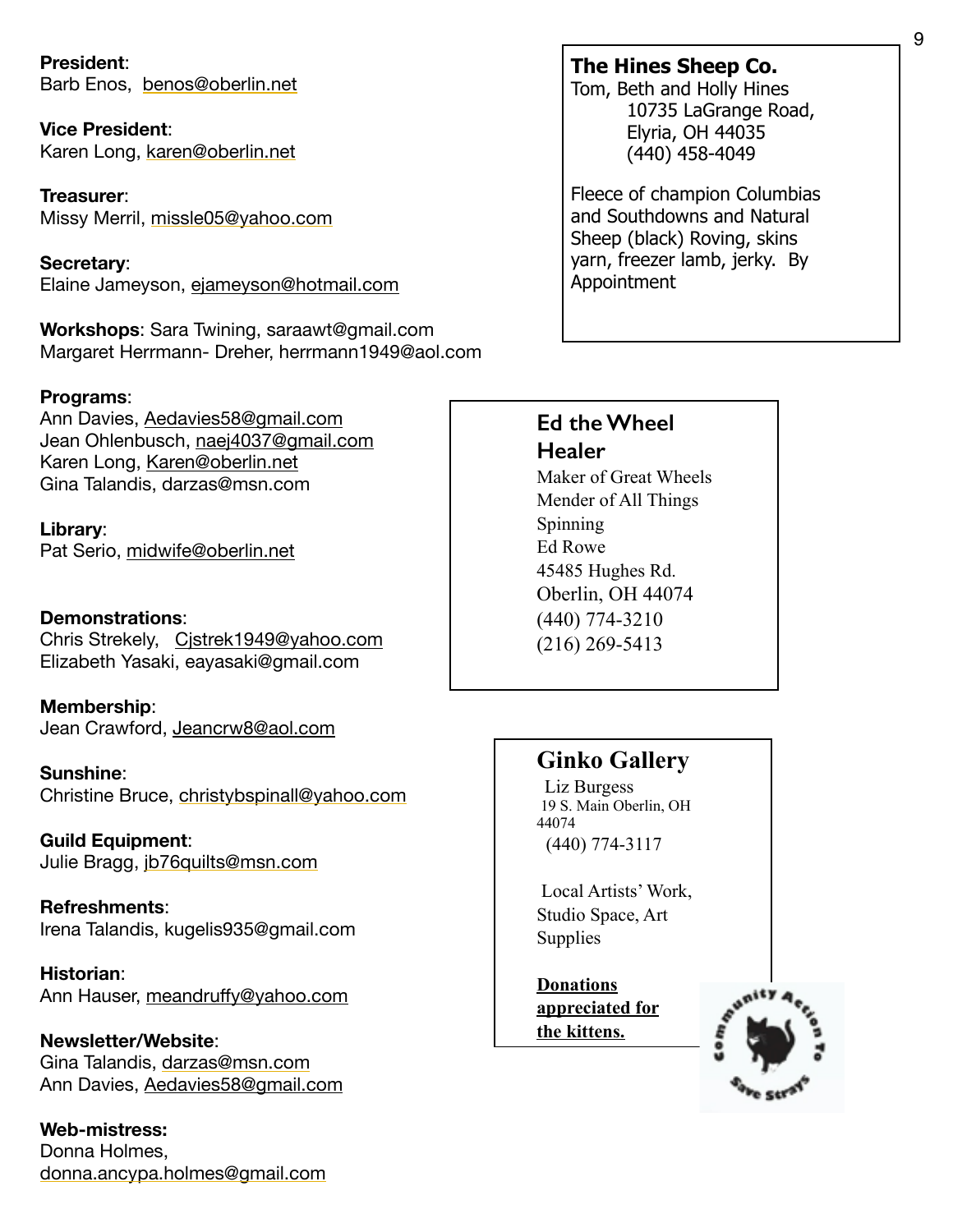**President**:
Barb Enos, benos@oberlin.net

**Vice President**:
Karen Long, karen@oberlin.net

**Treasurer**:
Missy Merril, missle05@yahoo.com

**Secretary**:
Elaine Jameyson, ejameyson@hotmail.com

**Workshops**: Sara Twining, saraawt@gmail.com
Margaret Herrmann- Dreher, herrmann1949@aol.com

**Programs**:
Ann Davies, Aedavies58@gmail.com
Jean Ohlenbusch, naej4037@gmail.com
Karen Long, Karen@oberlin.net
Gina Talandis, darzas@msn.com

**Library**:
Pat Serio, midwife@oberlin.net

**Demonstrations**:
Chris Strekely, Cjstrek1949@yahoo.com
Elizabeth Yasaki, eayasaki@gmail.com

**Membership**:
Jean Crawford, Jeancrw8@aol.com

**Sunshine**:
Christine Bruce, christybspinall@yahoo.com

**Guild Equipment**:
Julie Bragg, jb76quilts@msn.com

**Refreshments**:
Irena Talandis, kugelis935@gmail.com

**Historian**:
Ann Hauser, meandruffy@yahoo.com

**Newsletter/Website**:
Gina Talandis, darzas@msn.com
Ann Davies, Aedavies58@gmail.com

**Web-mistress:**
Donna Holmes,
donna.ancypa.holmes@gmail.com

**The Hines Sheep Co.**
Tom, Beth and Holly Hines
10735 LaGrange Road,
Elyria, OH 44035
(440) 458-4049

Fleece of champion Columbias and Southdowns and Natural Sheep (black) Roving, skins yarn, freezer lamb, jerky. By Appointment

**Ed the Wheel Healer**
Maker of Great Wheels
Mender of All Things Spinning
Ed Rowe
45485 Hughes Rd.
Oberlin, OH 44074
(440) 774-3210
(216) 269-5413

**Ginko Gallery**
Liz Burgess
19 S. Main Oberlin, OH 44074
(440) 774-3117

Local Artists' Work, Studio Space, Art Supplies

**Donations appreciated for the kittens.**

Community Action To Save Strays